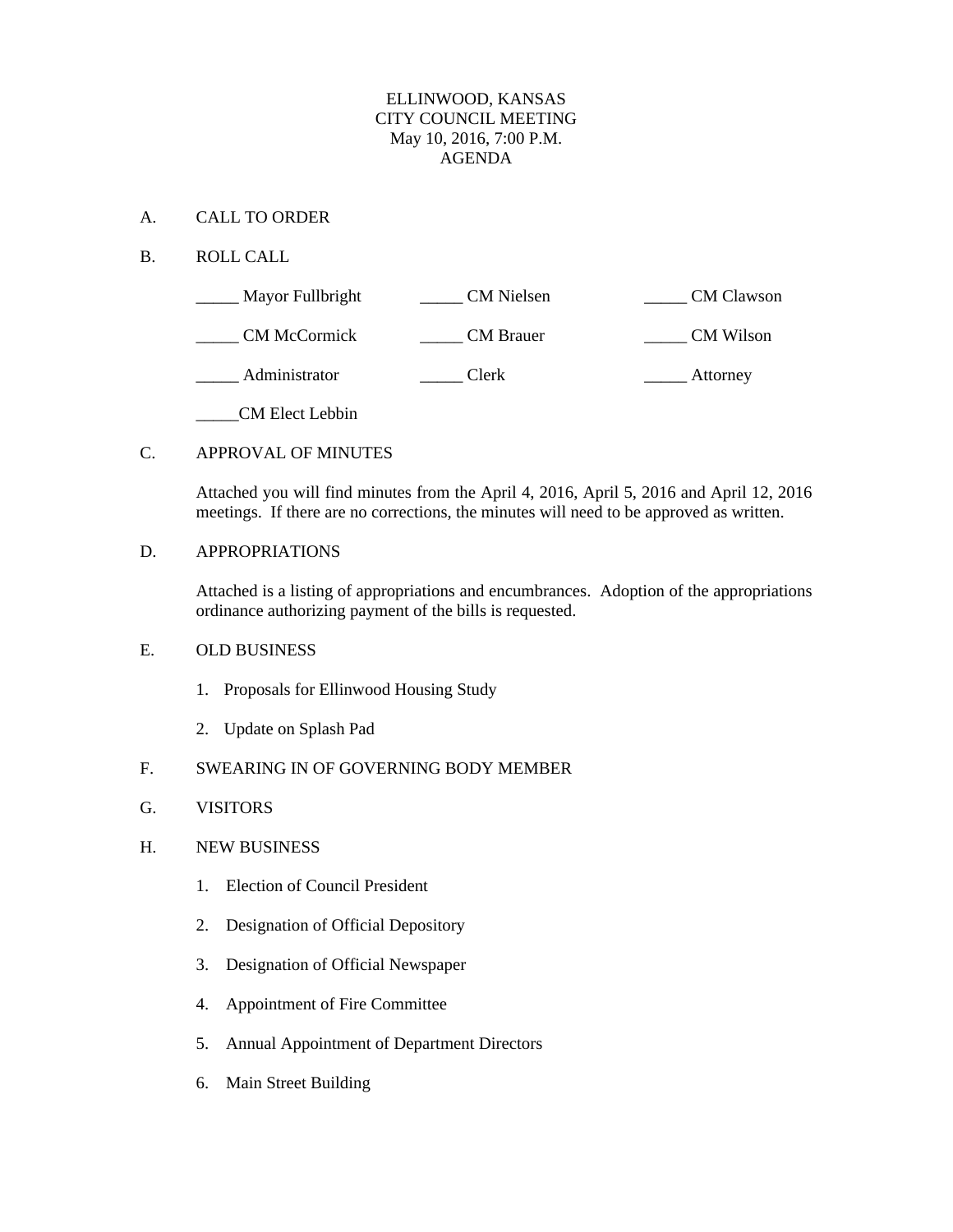# ELLINWOOD, KANSAS
## CITY COUNCIL MEETING
### May 10, 2016, 7:00 P.M.
### AGENDA

A. CALL TO ORDER

B. ROLL CALL

| | | |
|---|---|---|
| _____ Mayor Fullbright | _____ CM Nielsen | _____ CM Clawson |
| _____ CM McCormick | _____ CM Brauer | _____ CM Wilson |
| _____ Administrator | _____ Clerk | _____ Attorney |
| _____CM Elect Lebbin | | |

C. APPROVAL OF MINUTES

Attached you will find minutes from the April 4, 2016, April 5, 2016 and April 12, 2016 meetings. If there are no corrections, the minutes will need to be approved as written.

D. APPROPRIATIONS

Attached is a listing of appropriations and encumbrances. Adoption of the appropriations ordinance authorizing payment of the bills is requested.

E. OLD BUSINESS

1. Proposals for Ellinwood Housing Study
2. Update on Splash Pad

F. SWEARING IN OF GOVERNING BODY MEMBER

G. VISITORS

H. NEW BUSINESS

1. Election of Council President
2. Designation of Official Depository
3. Designation of Official Newspaper
4. Appointment of Fire Committee
5. Annual Appointment of Department Directors
6. Main Street Building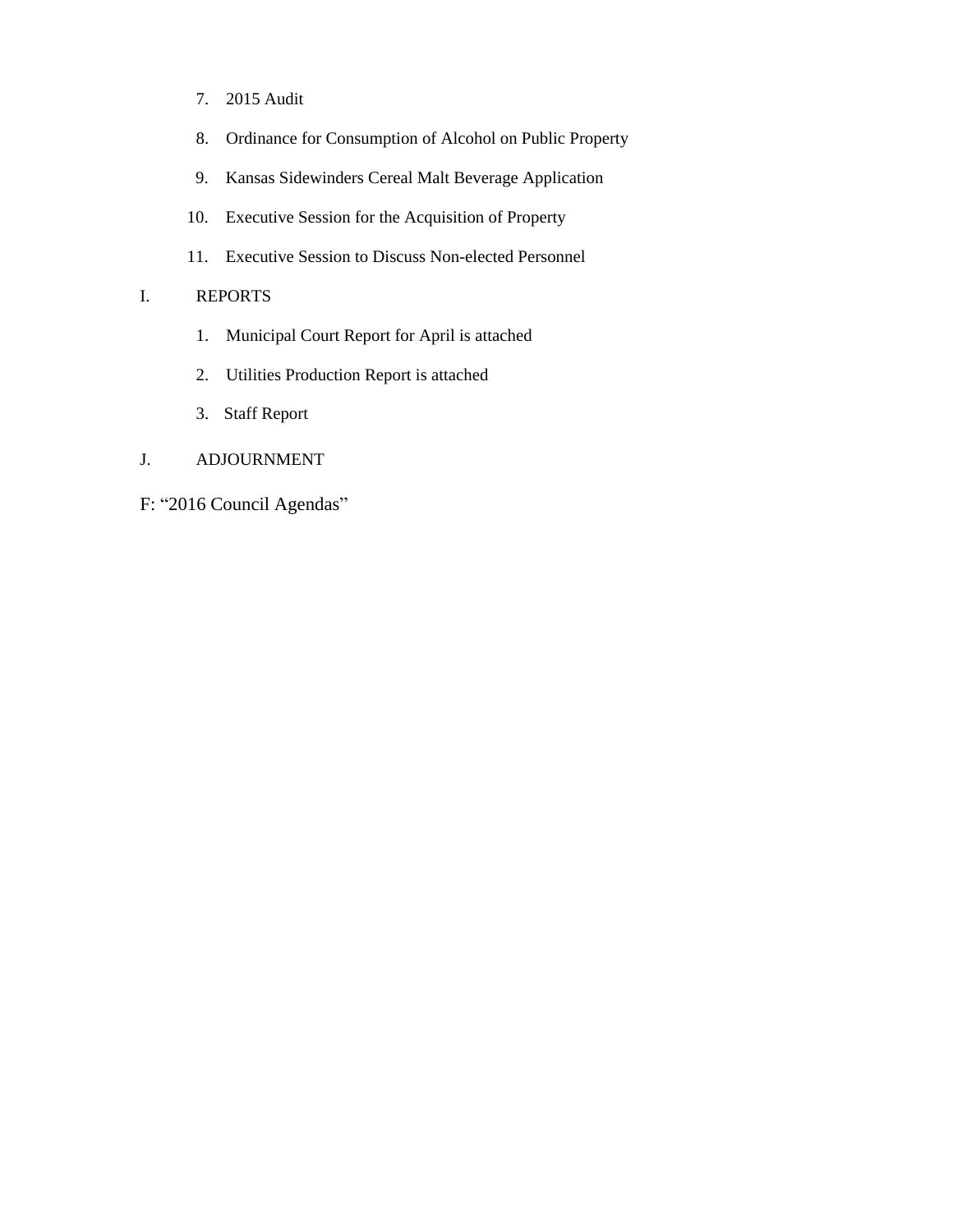7. 2015 Audit
8. Ordinance for Consumption of Alcohol on Public Property
9. Kansas Sidewinders Cereal Malt Beverage Application
10. Executive Session for the Acquisition of Property
11. Executive Session to Discuss Non-elected Personnel

I. REPORTS

1. Municipal Court Report for April is attached
2. Utilities Production Report is attached
3. Staff Report

J. ADJOURNMENT

F: “2016 Council Agendas”